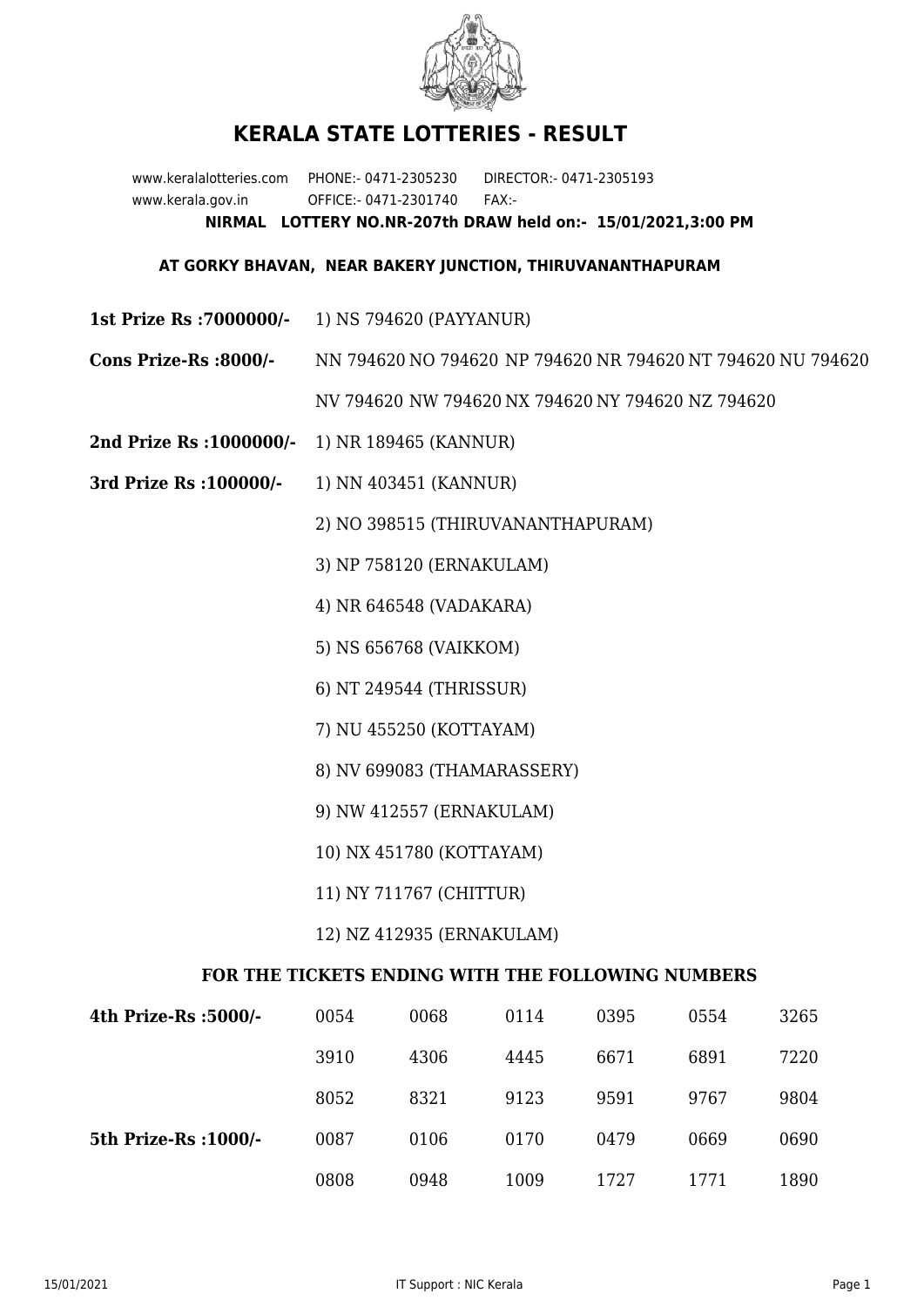# KERALA STATE LOTTERIES - RESULT

www.keralalotteries.com PHONE:- 0471-2305230 DIRECTOR:- 0471-2305193
www.kerala.gov.in OFFICE:- 0471-2301740 FAX:-

**NIRMAL LOTTERY NO.NR-207th DRAW held on:- 15/01/2021,3:00 PM**

**AT GORKY BHAVAN, NEAR BAKERY JUNCTION, THIRUVANANTHAPURAM**

**1st Prize Rs :7000000/-** 1) NS 794620 (PAYYANUR)

**Cons Prize-Rs :8000/-** NN 794620 NO 794620 NP 794620 NR 794620 NT 794620 NU 794620 NV 794620 NW 794620 NX 794620 NY 794620 NZ 794620

**2nd Prize Rs :1000000/-** 1) NR 189465 (KANNUR)

**3rd Prize Rs :100000/-**
1) NN 403451 (KANNUR)
2) NO 398515 (THIRUVANANTHAPURAM)
3) NP 758120 (ERNAKULAM)
4) NR 646548 (VADAKARA)
5) NS 656768 (VAIKKOM)
6) NT 249544 (THRISSUR)
7) NU 455250 (KOTTAYAM)
8) NV 699083 (THAMARASSERY)
9) NW 412557 (ERNAKULAM)
10) NX 451780 (KOTTAYAM)
11) NY 711767 (CHITTUR)
12) NZ 412935 (ERNAKULAM)

### FOR THE TICKETS ENDING WITH THE FOLLOWING NUMBERS

| | | | | | | |
|---|---|---|---|---|---|---|
| **4th Prize-Rs :5000/-** | 0054 | 0068 | 0114 | 0395 | 0554 | 3265 |
| | 3910 | 4306 | 4445 | 6671 | 6891 | 7220 |
| | 8052 | 8321 | 9123 | 9591 | 9767 | 9804 |
| **5th Prize-Rs :1000/-** | 0087 | 0106 | 0170 | 0479 | 0669 | 0690 |
| | 0808 | 0948 | 1009 | 1727 | 1771 | 1890 |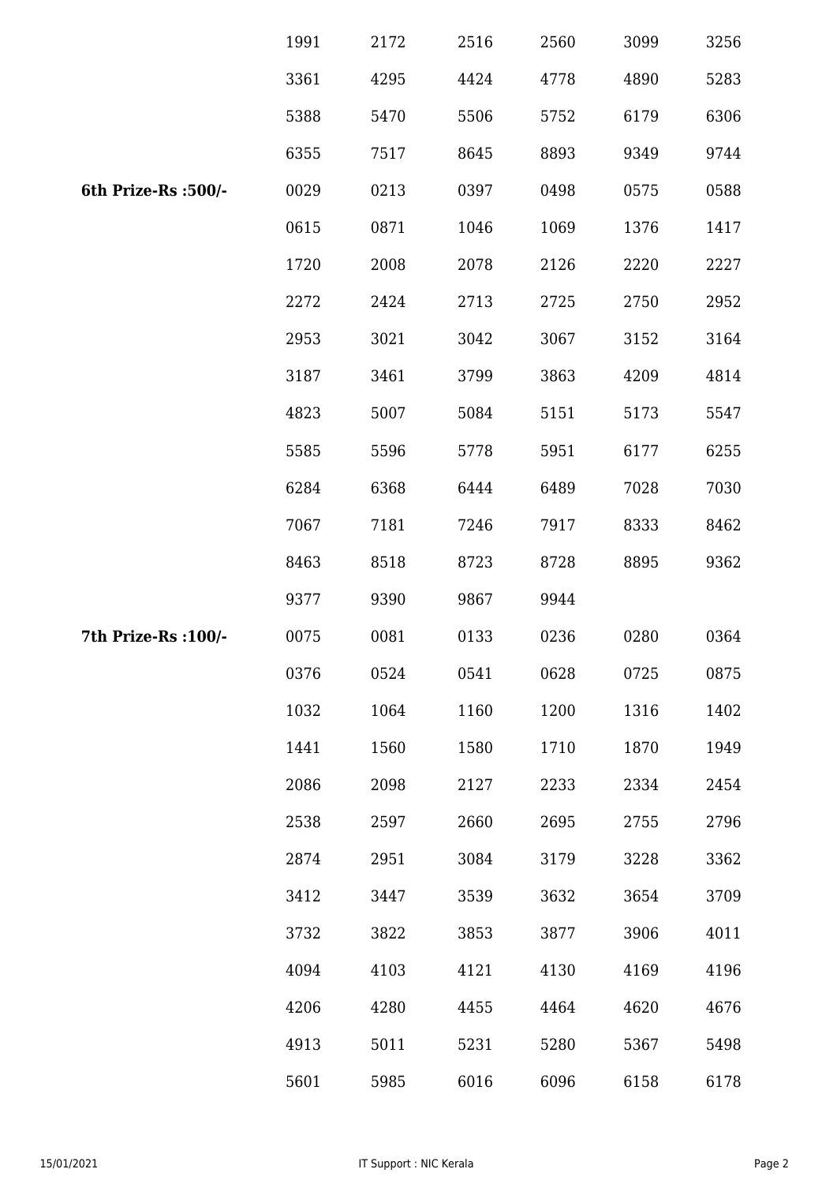| | | | | | | |
|---|---|---|---|---|---|---|
| | 1991 | 2172 | 2516 | 2560 | 3099 | 3256 |
| | 3361 | 4295 | 4424 | 4778 | 4890 | 5283 |
| | 5388 | 5470 | 5506 | 5752 | 6179 | 6306 |
| | 6355 | 7517 | 8645 | 8893 | 9349 | 9744 |
| **6th Prize-Rs :500/-** | 0029 | 0213 | 0397 | 0498 | 0575 | 0588 |
| | 0615 | 0871 | 1046 | 1069 | 1376 | 1417 |
| | 1720 | 2008 | 2078 | 2126 | 2220 | 2227 |
| | 2272 | 2424 | 2713 | 2725 | 2750 | 2952 |
| | 2953 | 3021 | 3042 | 3067 | 3152 | 3164 |
| | 3187 | 3461 | 3799 | 3863 | 4209 | 4814 |
| | 4823 | 5007 | 5084 | 5151 | 5173 | 5547 |
| | 5585 | 5596 | 5778 | 5951 | 6177 | 6255 |
| | 6284 | 6368 | 6444 | 6489 | 7028 | 7030 |
| | 7067 | 7181 | 7246 | 7917 | 8333 | 8462 |
| | 8463 | 8518 | 8723 | 8728 | 8895 | 9362 |
| | 9377 | 9390 | 9867 | 9944 | | |
| **7th Prize-Rs :100/-** | 0075 | 0081 | 0133 | 0236 | 0280 | 0364 |
| | 0376 | 0524 | 0541 | 0628 | 0725 | 0875 |
| | 1032 | 1064 | 1160 | 1200 | 1316 | 1402 |
| | 1441 | 1560 | 1580 | 1710 | 1870 | 1949 |
| | 2086 | 2098 | 2127 | 2233 | 2334 | 2454 |
| | 2538 | 2597 | 2660 | 2695 | 2755 | 2796 |
| | 2874 | 2951 | 3084 | 3179 | 3228 | 3362 |
| | 3412 | 3447 | 3539 | 3632 | 3654 | 3709 |
| | 3732 | 3822 | 3853 | 3877 | 3906 | 4011 |
| | 4094 | 4103 | 4121 | 4130 | 4169 | 4196 |
| | 4206 | 4280 | 4455 | 4464 | 4620 | 4676 |
| | 4913 | 5011 | 5231 | 5280 | 5367 | 5498 |
| | 5601 | 5985 | 6016 | 6096 | 6158 | 6178 |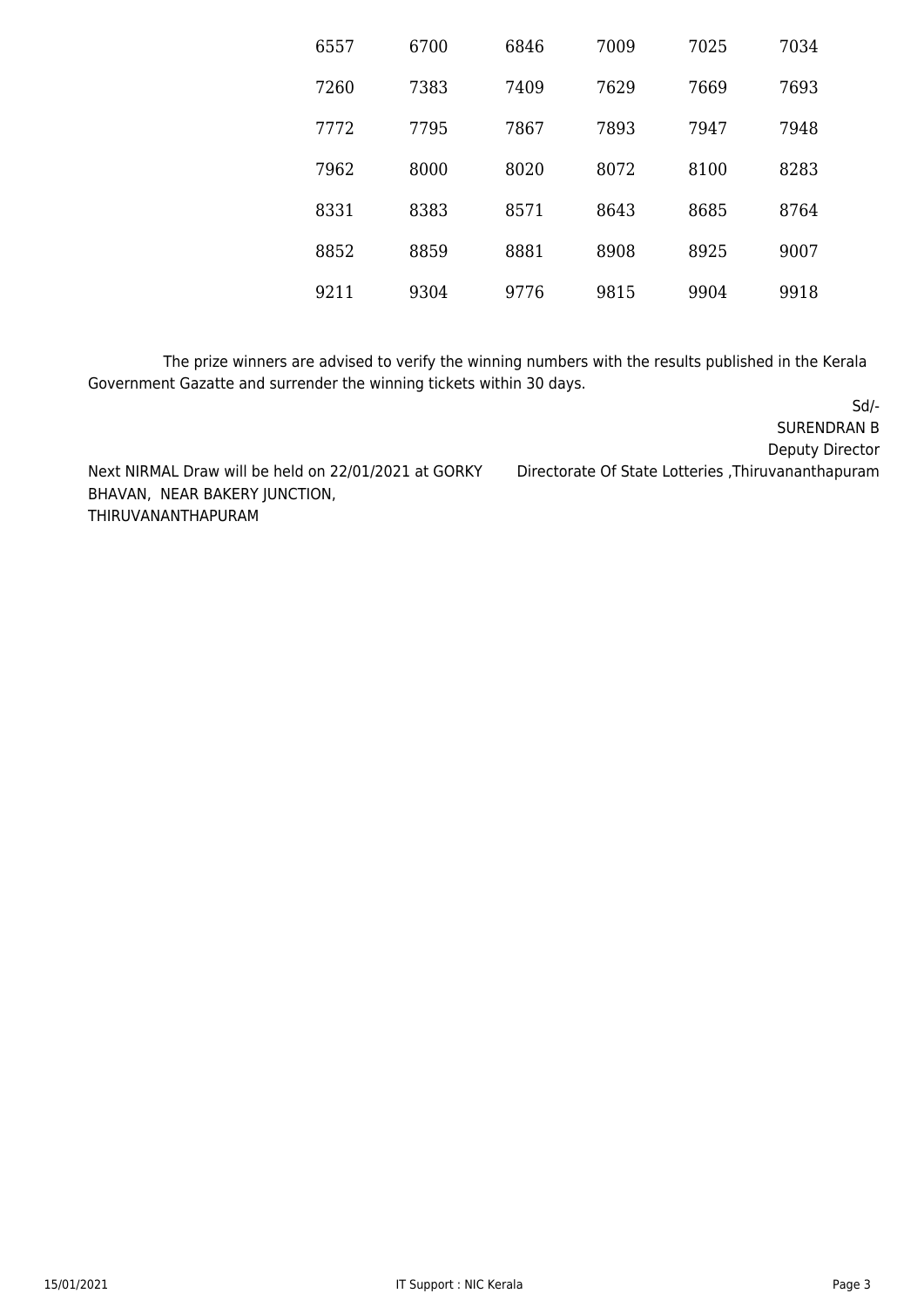| | | | | | |
|---|---|---|---|---|---|
| 6557 | 6700 | 6846 | 7009 | 7025 | 7034 |
| 7260 | 7383 | 7409 | 7629 | 7669 | 7693 |
| 7772 | 7795 | 7867 | 7893 | 7947 | 7948 |
| 7962 | 8000 | 8020 | 8072 | 8100 | 8283 |
| 8331 | 8383 | 8571 | 8643 | 8685 | 8764 |
| 8852 | 8859 | 8881 | 8908 | 8925 | 9007 |
| 9211 | 9304 | 9776 | 9815 | 9904 | 9918 |

The prize winners are advised to verify the winning numbers with the results published in the Kerala Government Gazatte and surrender the winning tickets within 30 days.

Sd/-
SURENDRAN B
Deputy Director
Directorate Of State Lotteries ,Thiruvananthapuram

Next NIRMAL Draw will be held on 22/01/2021 at GORKY BHAVAN, NEAR BAKERY JUNCTION, THIRUVANANTHAPURAM